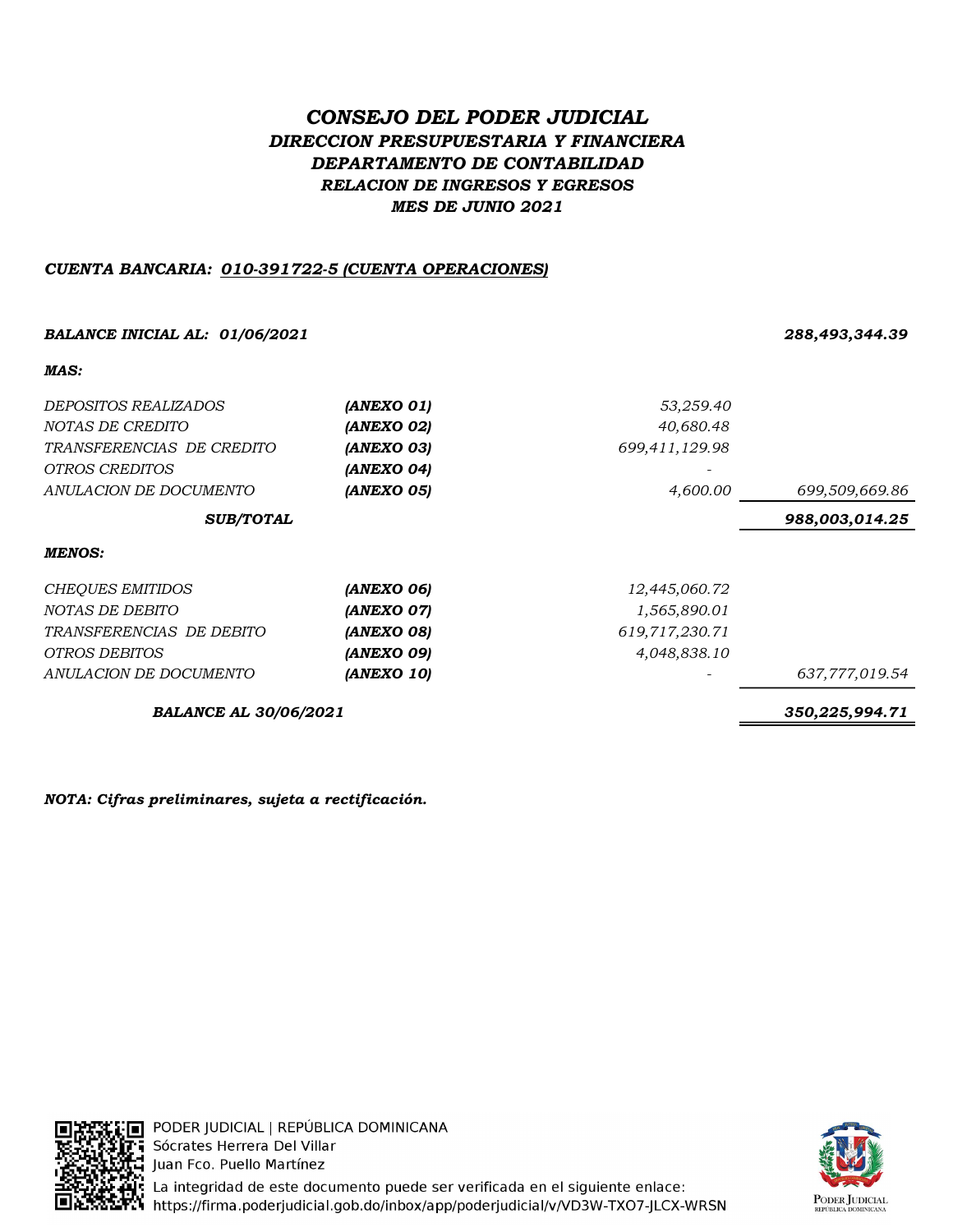# *CONSEJO DEL PODER JUDICIAL*

## *DIRECCION PRESUPUESTARIA Y FINANCIERA*

### *DEPARTAMENTO DE CONTABILIDAD*

### *RELACION DE INGRESOS Y EGRESOS*

### *MES DE JUNIO 2021*

***CUENTA BANCARIA: 010-391722-5 (CUENTA OPERACIONES)***

| | | | |
|---|---|---|---|
| ***BALANCE INICIAL AL: 01/06/2021*** | | | ***288,493,344.39*** |
| ***MAS:*** | | | |
| *DEPOSITOS REALIZADOS* | ***(ANEXO 01)*** | *53,259.40* | |
| *NOTAS DE CREDITO* | ***(ANEXO 02)*** | *40,680.48* | |
| *TRANSFERENCIAS DE CREDITO* | ***(ANEXO 03)*** | *699,411,129.98* | |
| *OTROS CREDITOS* | ***(ANEXO 04)*** | - | |
| *ANULACION DE DOCUMENTO* | ***(ANEXO 05)*** | *4,600.00* | *699,509,669.86* |
| ***SUB/TOTAL*** | | | ***988,003,014.25*** |
| ***MENOS:*** | | | |
| *CHEQUES EMITIDOS* | ***(ANEXO 06)*** | *12,445,060.72* | |
| *NOTAS DE DEBITO* | ***(ANEXO 07)*** | *1,565,890.01* | |
| *TRANSFERENCIAS DE DEBITO* | ***(ANEXO 08)*** | *619,717,230.71* | |
| *OTROS DEBITOS* | ***(ANEXO 09)*** | *4,048,838.10* | |
| *ANULACION DE DOCUMENTO* | ***(ANEXO 10)*** | - | *637,777,019.54* |
| ***BALANCE AL 30/06/2021*** | | | ***350,225,994.71*** |

***NOTA: Cifras preliminares, sujeta a rectificación.***

PODER JUDICIAL | REPÚBLICA DOMINICANA
Sócrates Herrera Del Villar
Juan Fco. Puello Martínez
La integridad de este documento puede ser verificada en el siguiente enlace:
https://firma.poderjudicial.gob.do/inbox/app/poderjudicial/v/VD3W-TXO7-JLCX-WRSN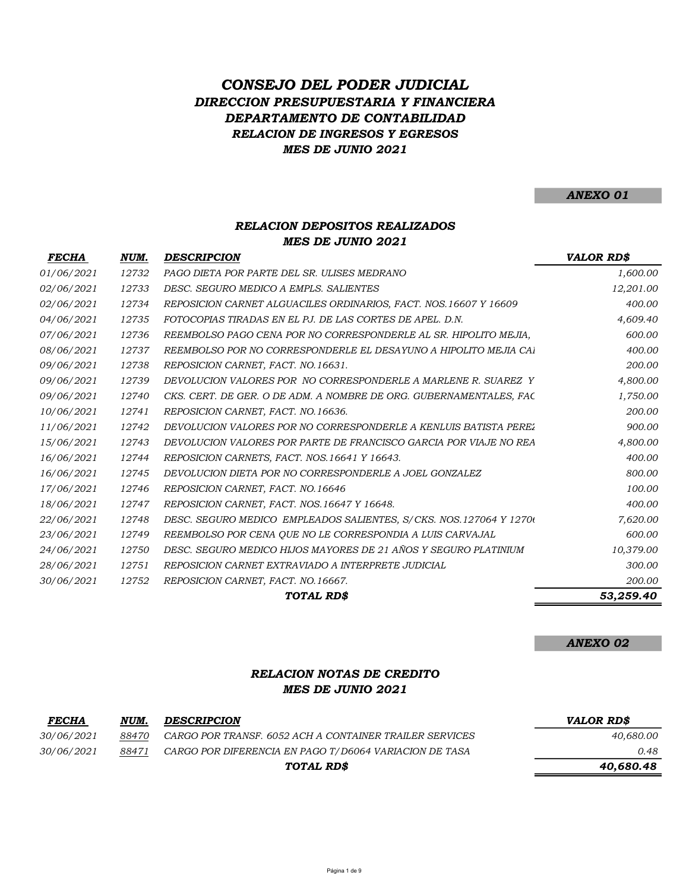# CONSEJO DEL PODER JUDICIAL
## DIRECCION PRESUPUESTARIA Y FINANCIERA
## DEPARTAMENTO DE CONTABILIDAD
## RELACION DE INGRESOS Y EGRESOS
## MES DE JUNIO 2021

**ANEXO 01**

### RELACION DEPOSITOS REALIZADOS
### MES DE JUNIO 2021

| FECHA | NUM. | DESCRIPCION | VALOR RD$ |
|---|---|---|---|
| 01/06/2021 | 12732 | PAGO DIETA POR PARTE DEL SR. ULISES MEDRANO | 1,600.00 |
| 02/06/2021 | 12733 | DESC. SEGURO MEDICO A EMPLS. SALIENTES | 12,201.00 |
| 02/06/2021 | 12734 | REPOSICION CARNET ALGUACILES ORDINARIOS, FACT. NOS.16607 Y 16609 | 400.00 |
| 04/06/2021 | 12735 | FOTOCOPIAS TIRADAS EN EL PJ. DE LAS CORTES DE APEL. D.N. | 4,609.40 |
| 07/06/2021 | 12736 | REEMBOLSO PAGO CENA POR NO CORRESPONDERLE AL SR. HIPOLITO MEJIA, | 600.00 |
| 08/06/2021 | 12737 | REEMBOLSO POR NO CORRESPONDERLE EL DESAYUNO A HIPOLITO MEJIA CAI | 400.00 |
| 09/06/2021 | 12738 | REPOSICION CARNET, FACT. NO.16631. | 200.00 |
| 09/06/2021 | 12739 | DEVOLUCION VALORES POR NO CORRESPONDERLE A MARLENE R. SUAREZ Y | 4,800.00 |
| 09/06/2021 | 12740 | CKS. CERT. DE GER. O DE ADM. A NOMBRE DE ORG. GUBERNAMENTALES, FAC | 1,750.00 |
| 10/06/2021 | 12741 | REPOSICION CARNET, FACT. NO.16636. | 200.00 |
| 11/06/2021 | 12742 | DEVOLUCION VALORES POR NO CORRESPONDERLE A KENLUIS BATISTA PEREZ | 900.00 |
| 15/06/2021 | 12743 | DEVOLUCION VALORES POR PARTE DE FRANCISCO GARCIA POR VIAJE NO REA | 4,800.00 |
| 16/06/2021 | 12744 | REPOSICION CARNETS, FACT. NOS.16641 Y 16643. | 400.00 |
| 16/06/2021 | 12745 | DEVOLUCION DIETA POR NO CORRESPONDERLE A JOEL GONZALEZ | 800.00 |
| 17/06/2021 | 12746 | REPOSICION CARNET, FACT. NO.16646 | 100.00 |
| 18/06/2021 | 12747 | REPOSICION CARNET, FACT. NOS.16647 Y 16648. | 400.00 |
| 22/06/2021 | 12748 | DESC. SEGURO MEDICO EMPLEADOS SALIENTES, S/CKS. NOS.127064 Y 1270( | 7,620.00 |
| 23/06/2021 | 12749 | REEMBOLSO POR CENA QUE NO LE CORRESPONDIA A LUIS CARVAJAL | 600.00 |
| 24/06/2021 | 12750 | DESC. SEGURO MEDICO HIJOS MAYORES DE 21 AÑOS Y SEGURO PLATINIUM | 10,379.00 |
| 28/06/2021 | 12751 | REPOSICION CARNET EXTRAVIADO A INTERPRETE JUDICIAL | 300.00 |
| 30/06/2021 | 12752 | REPOSICION CARNET, FACT. NO.16667. | 200.00 |
| | | **TOTAL RD$** | **53,259.40** |

**ANEXO 02**

### RELACION NOTAS DE CREDITO
### MES DE JUNIO 2021

| FECHA | NUM. | DESCRIPCION | VALOR RD$ |
|---|---|---|---|
| 30/06/2021 | 88470 | CARGO POR TRANSF. 6052 ACH A CONTAINER TRAILER SERVICES | 40,680.00 |
| 30/06/2021 | 88471 | CARGO POR DIFERENCIA EN PAGO T/D6064 VARIACION DE TASA | 0.48 |
| | | **TOTAL RD$** | **40,680.48** |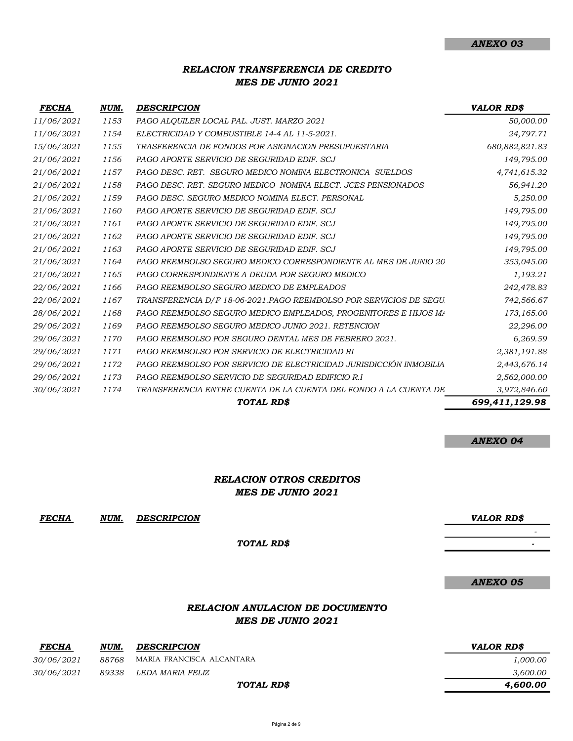**ANEXO 03**

## RELACION TRANSFERENCIA DE CREDITO
## MES DE JUNIO 2021

| FECHA | NUM. | DESCRIPCION | VALOR RD$ |
|---|---|---|---|
| 11/06/2021 | 1153 | PAGO ALQUILER LOCAL PAL. JUST. MARZO 2021 | 50,000.00 |
| 11/06/2021 | 1154 | ELECTRICIDAD Y COMBUSTIBLE 14-4 AL 11-5-2021. | 24,797.71 |
| 15/06/2021 | 1155 | TRASFERENCIA DE FONDOS POR ASIGNACION PRESUPUESTARIA | 680,882,821.83 |
| 21/06/2021 | 1156 | PAGO APORTE SERVICIO DE SEGURIDAD EDIF. SCJ | 149,795.00 |
| 21/06/2021 | 1157 | PAGO DESC. RET. SEGURO MEDICO NOMINA ELECTRONICA SUELDOS | 4,741,615.32 |
| 21/06/2021 | 1158 | PAGO DESC. RET. SEGURO MEDICO NOMINA ELECT. JCES PENSIONADOS | 56,941.20 |
| 21/06/2021 | 1159 | PAGO DESC. SEGURO MEDICO NOMINA ELECT. PERSONAL | 5,250.00 |
| 21/06/2021 | 1160 | PAGO APORTE SERVICIO DE SEGURIDAD EDIF. SCJ | 149,795.00 |
| 21/06/2021 | 1161 | PAGO APORTE SERVICIO DE SEGURIDAD EDIF. SCJ | 149,795.00 |
| 21/06/2021 | 1162 | PAGO APORTE SERVICIO DE SEGURIDAD EDIF. SCJ | 149,795.00 |
| 21/06/2021 | 1163 | PAGO APORTE SERVICIO DE SEGURIDAD EDIF. SCJ | 149,795.00 |
| 21/06/2021 | 1164 | PAGO REEMBOLSO SEGURO MEDICO CORRESPONDIENTE AL MES DE JUNIO 20 | 353,045.00 |
| 21/06/2021 | 1165 | PAGO CORRESPONDIENTE A DEUDA POR SEGURO MEDICO | 1,193.21 |
| 22/06/2021 | 1166 | PAGO REEMBOLSO SEGURO MEDICO DE EMPLEADOS | 242,478.83 |
| 22/06/2021 | 1167 | TRANSFERENCIA D/F 18-06-2021.PAGO REEMBOLSO POR SERVICIOS DE SEGU | 742,566.67 |
| 28/06/2021 | 1168 | PAGO REEMBOLSO SEGURO MEDICO EMPLEADOS, PROGENITORES E HIJOS MA | 173,165.00 |
| 29/06/2021 | 1169 | PAGO REEMBOLSO SEGURO MEDICO JUNIO 2021. RETENCION | 22,296.00 |
| 29/06/2021 | 1170 | PAGO REEMBOLSO POR SEGURO DENTAL MES DE FEBRERO 2021. | 6,269.59 |
| 29/06/2021 | 1171 | PAGO REEMBOLSO POR SERVICIO DE ELECTRICIDAD RI | 2,381,191.88 |
| 29/06/2021 | 1172 | PAGO REEMBOLSO POR SERVICIO DE ELECTRICIDAD JURISDICCIÓN INMOBILIA | 2,443,676.14 |
| 29/06/2021 | 1173 | PAGO REEMBOLSO SERVICIO DE SEGURIDAD EDIFICIO R.I | 2,562,000.00 |
| 30/06/2021 | 1174 | TRANSFERENCIA ENTRE CUENTA DE LA CUENTA DEL FONDO A LA CUENTA DE | 3,972,846.60 |
| | | **TOTAL RD$** | **699,411,129.98** |

**ANEXO 04**

## RELACION OTROS CREDITOS
## MES DE JUNIO 2021

| FECHA | NUM. | DESCRIPCION | VALOR RD$ |
|---|---|---|---|
| | | | - |
| | | **TOTAL RD$** | **-** |

**ANEXO 05**

## RELACION ANULACION DE DOCUMENTO
## MES DE JUNIO 2021

| FECHA | NUM. | DESCRIPCION | VALOR RD$ |
|---|---|---|---|
| 30/06/2021 | 88768 | MARIA FRANCISCA ALCANTARA | 1,000.00 |
| 30/06/2021 | 89338 | LEDA MARIA FELIZ | 3,600.00 |
| | | **TOTAL RD$** | **4,600.00** |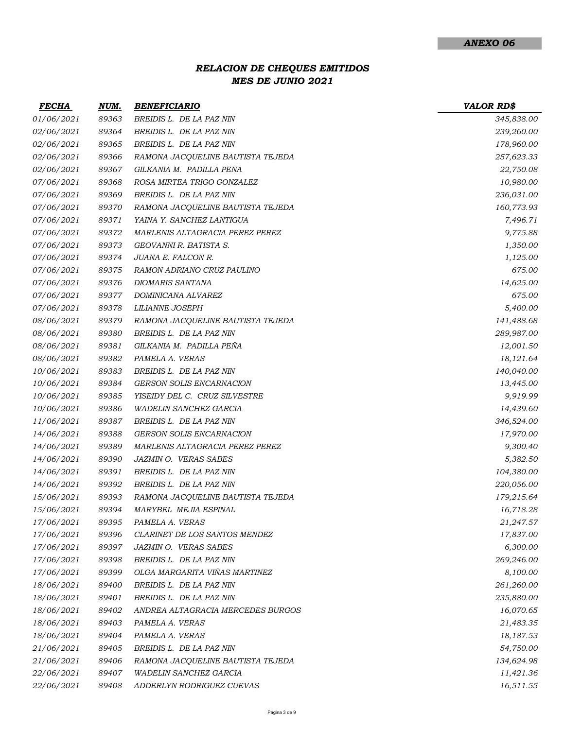***ANEXO 06***

## *RELACION DE CHEQUES EMITIDOS*
## *MES DE JUNIO 2021*

| *FECHA* | *NUM.* | *BENEFICIARIO* | *VALOR RD$* |
|---|---|---|---|
| *01/06/2021* | *89363* | *BREIDIS L. DE LA PAZ NIN* | *345,838.00* |
| *02/06/2021* | *89364* | *BREIDIS L. DE LA PAZ NIN* | *239,260.00* |
| *02/06/2021* | *89365* | *BREIDIS L. DE LA PAZ NIN* | *178,960.00* |
| *02/06/2021* | *89366* | *RAMONA JACQUELINE BAUTISTA TEJEDA* | *257,623.33* |
| *02/06/2021* | *89367* | *GILKANIA M. PADILLA PEÑA* | *22,750.08* |
| *07/06/2021* | *89368* | *ROSA MIRTEA TRIGO GONZALEZ* | *10,980.00* |
| *07/06/2021* | *89369* | *BREIDIS L. DE LA PAZ NIN* | *236,031.00* |
| *07/06/2021* | *89370* | *RAMONA JACQUELINE BAUTISTA TEJEDA* | *160,773.93* |
| *07/06/2021* | *89371* | *YAINA Y. SANCHEZ LANTIGUA* | *7,496.71* |
| *07/06/2021* | *89372* | *MARLENIS ALTAGRACIA PEREZ PEREZ* | *9,775.88* |
| *07/06/2021* | *89373* | *GEOVANNI R. BATISTA S.* | *1,350.00* |
| *07/06/2021* | *89374* | *JUANA E. FALCON R.* | *1,125.00* |
| *07/06/2021* | *89375* | *RAMON ADRIANO CRUZ PAULINO* | *675.00* |
| *07/06/2021* | *89376* | *DIOMARIS SANTANA* | *14,625.00* |
| *07/06/2021* | *89377* | *DOMINICANA ALVAREZ* | *675.00* |
| *07/06/2021* | *89378* | *LILIANNE JOSEPH* | *5,400.00* |
| *08/06/2021* | *89379* | *RAMONA JACQUELINE BAUTISTA TEJEDA* | *141,488.68* |
| *08/06/2021* | *89380* | *BREIDIS L. DE LA PAZ NIN* | *289,987.00* |
| *08/06/2021* | *89381* | *GILKANIA M. PADILLA PEÑA* | *12,001.50* |
| *08/06/2021* | *89382* | *PAMELA A. VERAS* | *18,121.64* |
| *10/06/2021* | *89383* | *BREIDIS L. DE LA PAZ NIN* | *140,040.00* |
| *10/06/2021* | *89384* | *GERSON SOLIS ENCARNACION* | *13,445.00* |
| *10/06/2021* | *89385* | *YISEIDY DEL C. CRUZ SILVESTRE* | *9,919.99* |
| *10/06/2021* | *89386* | *WADELIN SANCHEZ GARCIA* | *14,439.60* |
| *11/06/2021* | *89387* | *BREIDIS L. DE LA PAZ NIN* | *346,524.00* |
| *14/06/2021* | *89388* | *GERSON SOLIS ENCARNACION* | *17,970.00* |
| *14/06/2021* | *89389* | *MARLENIS ALTAGRACIA PEREZ PEREZ* | *9,300.40* |
| *14/06/2021* | *89390* | *JAZMIN O. VERAS SABES* | *5,382.50* |
| *14/06/2021* | *89391* | *BREIDIS L. DE LA PAZ NIN* | *104,380.00* |
| *14/06/2021* | *89392* | *BREIDIS L. DE LA PAZ NIN* | *220,056.00* |
| *15/06/2021* | *89393* | *RAMONA JACQUELINE BAUTISTA TEJEDA* | *179,215.64* |
| *15/06/2021* | *89394* | *MARYBEL MEJIA ESPINAL* | *16,718.28* |
| *17/06/2021* | *89395* | *PAMELA A. VERAS* | *21,247.57* |
| *17/06/2021* | *89396* | *CLARINET DE LOS SANTOS MENDEZ* | *17,837.00* |
| *17/06/2021* | *89397* | *JAZMIN O. VERAS SABES* | *6,300.00* |
| *17/06/2021* | *89398* | *BREIDIS L. DE LA PAZ NIN* | *269,246.00* |
| *17/06/2021* | *89399* | *OLGA MARGARITA VIÑAS MARTINEZ* | *8,100.00* |
| *18/06/2021* | *89400* | *BREIDIS L. DE LA PAZ NIN* | *261,260.00* |
| *18/06/2021* | *89401* | *BREIDIS L. DE LA PAZ NIN* | *235,880.00* |
| *18/06/2021* | *89402* | *ANDREA ALTAGRACIA MERCEDES BURGOS* | *16,070.65* |
| *18/06/2021* | *89403* | *PAMELA A. VERAS* | *21,483.35* |
| *18/06/2021* | *89404* | *PAMELA A. VERAS* | *18,187.53* |
| *21/06/2021* | *89405* | *BREIDIS L. DE LA PAZ NIN* | *54,750.00* |
| *21/06/2021* | *89406* | *RAMONA JACQUELINE BAUTISTA TEJEDA* | *134,624.98* |
| *22/06/2021* | *89407* | *WADELIN SANCHEZ GARCIA* | *11,421.36* |
| *22/06/2021* | *89408* | *ADDERLYN RODRIGUEZ CUEVAS* | *16,511.55* |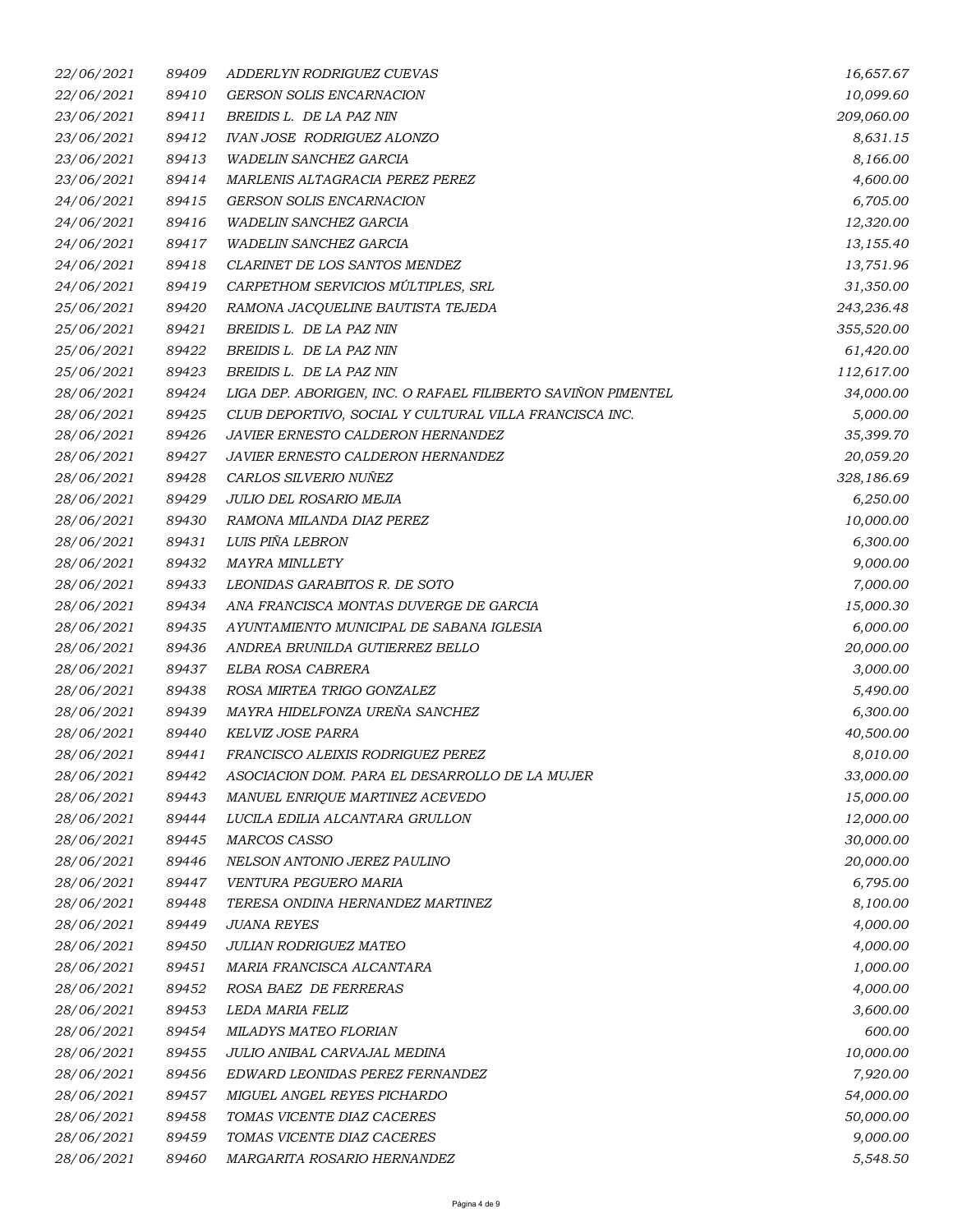| | | | |
|---|---|---|---|
| 22/06/2021 | 89409 | ADDERLYN RODRIGUEZ CUEVAS | 16,657.67 |
| 22/06/2021 | 89410 | GERSON SOLIS ENCARNACION | 10,099.60 |
| 23/06/2021 | 89411 | BREIDIS L. DE LA PAZ NIN | 209,060.00 |
| 23/06/2021 | 89412 | IVAN JOSE RODRIGUEZ ALONZO | 8,631.15 |
| 23/06/2021 | 89413 | WADELIN SANCHEZ GARCIA | 8,166.00 |
| 23/06/2021 | 89414 | MARLENIS ALTAGRACIA PEREZ PEREZ | 4,600.00 |
| 24/06/2021 | 89415 | GERSON SOLIS ENCARNACION | 6,705.00 |
| 24/06/2021 | 89416 | WADELIN SANCHEZ GARCIA | 12,320.00 |
| 24/06/2021 | 89417 | WADELIN SANCHEZ GARCIA | 13,155.40 |
| 24/06/2021 | 89418 | CLARINET DE LOS SANTOS MENDEZ | 13,751.96 |
| 24/06/2021 | 89419 | CARPETHOM SERVICIOS MÚLTIPLES, SRL | 31,350.00 |
| 25/06/2021 | 89420 | RAMONA JACQUELINE BAUTISTA TEJEDA | 243,236.48 |
| 25/06/2021 | 89421 | BREIDIS L. DE LA PAZ NIN | 355,520.00 |
| 25/06/2021 | 89422 | BREIDIS L. DE LA PAZ NIN | 61,420.00 |
| 25/06/2021 | 89423 | BREIDIS L. DE LA PAZ NIN | 112,617.00 |
| 28/06/2021 | 89424 | LIGA DEP. ABORIGEN, INC. O RAFAEL FILIBERTO SAVIÑON PIMENTEL | 34,000.00 |
| 28/06/2021 | 89425 | CLUB DEPORTIVO, SOCIAL Y CULTURAL VILLA FRANCISCA INC. | 5,000.00 |
| 28/06/2021 | 89426 | JAVIER ERNESTO CALDERON HERNANDEZ | 35,399.70 |
| 28/06/2021 | 89427 | JAVIER ERNESTO CALDERON HERNANDEZ | 20,059.20 |
| 28/06/2021 | 89428 | CARLOS SILVERIO NUÑEZ | 328,186.69 |
| 28/06/2021 | 89429 | JULIO DEL ROSARIO MEJIA | 6,250.00 |
| 28/06/2021 | 89430 | RAMONA MILANDA DIAZ PEREZ | 10,000.00 |
| 28/06/2021 | 89431 | LUIS PIÑA LEBRON | 6,300.00 |
| 28/06/2021 | 89432 | MAYRA MINLLETY | 9,000.00 |
| 28/06/2021 | 89433 | LEONIDAS GARABITOS R. DE SOTO | 7,000.00 |
| 28/06/2021 | 89434 | ANA FRANCISCA MONTAS DUVERGE DE GARCIA | 15,000.30 |
| 28/06/2021 | 89435 | AYUNTAMIENTO MUNICIPAL DE SABANA IGLESIA | 6,000.00 |
| 28/06/2021 | 89436 | ANDREA BRUNILDA GUTIERREZ BELLO | 20,000.00 |
| 28/06/2021 | 89437 | ELBA ROSA CABRERA | 3,000.00 |
| 28/06/2021 | 89438 | ROSA MIRTEA TRIGO GONZALEZ | 5,490.00 |
| 28/06/2021 | 89439 | MAYRA HIDELFONZA UREÑA SANCHEZ | 6,300.00 |
| 28/06/2021 | 89440 | KELVIZ JOSE PARRA | 40,500.00 |
| 28/06/2021 | 89441 | FRANCISCO ALEIXIS RODRIGUEZ PEREZ | 8,010.00 |
| 28/06/2021 | 89442 | ASOCIACION DOM. PARA EL DESARROLLO DE LA MUJER | 33,000.00 |
| 28/06/2021 | 89443 | MANUEL ENRIQUE MARTINEZ ACEVEDO | 15,000.00 |
| 28/06/2021 | 89444 | LUCILA EDILIA ALCANTARA GRULLON | 12,000.00 |
| 28/06/2021 | 89445 | MARCOS CASSO | 30,000.00 |
| 28/06/2021 | 89446 | NELSON ANTONIO JEREZ PAULINO | 20,000.00 |
| 28/06/2021 | 89447 | VENTURA PEGUERO MARIA | 6,795.00 |
| 28/06/2021 | 89448 | TERESA ONDINA HERNANDEZ MARTINEZ | 8,100.00 |
| 28/06/2021 | 89449 | JUANA REYES | 4,000.00 |
| 28/06/2021 | 89450 | JULIAN RODRIGUEZ MATEO | 4,000.00 |
| 28/06/2021 | 89451 | MARIA FRANCISCA ALCANTARA | 1,000.00 |
| 28/06/2021 | 89452 | ROSA BAEZ DE FERRERAS | 4,000.00 |
| 28/06/2021 | 89453 | LEDA MARIA FELIZ | 3,600.00 |
| 28/06/2021 | 89454 | MILADYS MATEO FLORIAN | 600.00 |
| 28/06/2021 | 89455 | JULIO ANIBAL CARVAJAL MEDINA | 10,000.00 |
| 28/06/2021 | 89456 | EDWARD LEONIDAS PEREZ FERNANDEZ | 7,920.00 |
| 28/06/2021 | 89457 | MIGUEL ANGEL REYES PICHARDO | 54,000.00 |
| 28/06/2021 | 89458 | TOMAS VICENTE DIAZ CACERES | 50,000.00 |
| 28/06/2021 | 89459 | TOMAS VICENTE DIAZ CACERES | 9,000.00 |
| 28/06/2021 | 89460 | MARGARITA ROSARIO HERNANDEZ | 5,548.50 |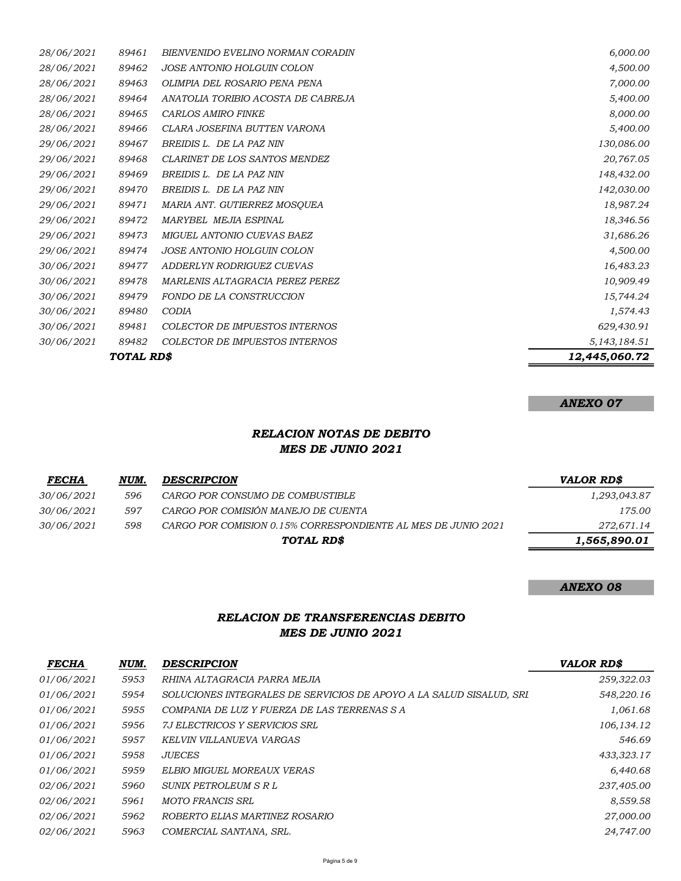| | | | |
|---|---|---|---|
| *28/06/2021* | *89461* | *BIENVENIDO EVELINO NORMAN CORADIN* | *6,000.00* |
| *28/06/2021* | *89462* | *JOSE ANTONIO HOLGUIN COLON* | *4,500.00* |
| *28/06/2021* | *89463* | *OLIMPIA DEL ROSARIO PENA PENA* | *7,000.00* |
| *28/06/2021* | *89464* | *ANATOLIA TORIBIO ACOSTA DE CABREJA* | *5,400.00* |
| *28/06/2021* | *89465* | *CARLOS AMIRO FINKE* | *8,000.00* |
| *28/06/2021* | *89466* | *CLARA JOSEFINA BUTTEN VARONA* | *5,400.00* |
| *29/06/2021* | *89467* | *BREIDIS L. DE LA PAZ NIN* | *130,086.00* |
| *29/06/2021* | *89468* | *CLARINET DE LOS SANTOS MENDEZ* | *20,767.05* |
| *29/06/2021* | *89469* | *BREIDIS L. DE LA PAZ NIN* | *148,432.00* |
| *29/06/2021* | *89470* | *BREIDIS L. DE LA PAZ NIN* | *142,030.00* |
| *29/06/2021* | *89471* | *MARIA ANT. GUTIERREZ MOSQUEA* | *18,987.24* |
| *29/06/2021* | *89472* | *MARYBEL MEJIA ESPINAL* | *18,346.56* |
| *29/06/2021* | *89473* | *MIGUEL ANTONIO CUEVAS BAEZ* | *31,686.26* |
| *29/06/2021* | *89474* | *JOSE ANTONIO HOLGUIN COLON* | *4,500.00* |
| *30/06/2021* | *89477* | *ADDERLYN RODRIGUEZ CUEVAS* | *16,483.23* |
| *30/06/2021* | *89478* | *MARLENIS ALTAGRACIA PEREZ PEREZ* | *10,909.49* |
| *30/06/2021* | *89479* | *FONDO DE LA CONSTRUCCION* | *15,744.24* |
| *30/06/2021* | *89480* | *CODIA* | *1,574.43* |
| *30/06/2021* | *89481* | *COLECTOR DE IMPUESTOS INTERNOS* | *629,430.91* |
| *30/06/2021* | *89482* | *COLECTOR DE IMPUESTOS INTERNOS* | *5,143,184.51* |
| | ***TOTAL RD$*** | | ***12,445,060.72*** |

***ANEXO 07***

## *RELACION NOTAS DE DEBITO*
## *MES DE JUNIO 2021*

| ***FECHA*** | ***NUM.*** | ***DESCRIPCION*** | ***VALOR RD$*** |
|---|---|---|---|
| *30/06/2021* | *596* | *CARGO POR CONSUMO DE COMBUSTIBLE* | *1,293,043.87* |
| *30/06/2021* | *597* | *CARGO POR COMISIÓN MANEJO DE CUENTA* | *175.00* |
| *30/06/2021* | *598* | *CARGO POR COMISION 0.15% CORRESPONDIENTE AL MES DE JUNIO 2021* | *272,671.14* |
| | | ***TOTAL RD$*** | ***1,565,890.01*** |

***ANEXO 08***

## *RELACION DE TRANSFERENCIAS DEBITO*
## *MES DE JUNIO 2021*

| ***FECHA*** | ***NUM.*** | ***DESCRIPCION*** | ***VALOR RD$*** |
|---|---|---|---|
| *01/06/2021* | *5953* | *RHINA ALTAGRACIA PARRA MEJIA* | *259,322.03* |
| *01/06/2021* | *5954* | *SOLUCIONES INTEGRALES DE SERVICIOS DE APOYO A LA SALUD SISALUD, SRL* | *548,220.16* |
| *01/06/2021* | *5955* | *COMPANIA DE LUZ Y FUERZA DE LAS TERRENAS S A* | *1,061.68* |
| *01/06/2021* | *5956* | *7J ELECTRICOS Y SERVICIOS SRL* | *106,134.12* |
| *01/06/2021* | *5957* | *KELVIN VILLANUEVA VARGAS* | *546.69* |
| *01/06/2021* | *5958* | *JUECES* | *433,323.17* |
| *01/06/2021* | *5959* | *ELBIO MIGUEL MOREAUX VERAS* | *6,440.68* |
| *02/06/2021* | *5960* | *SUNIX PETROLEUM S R L* | *237,405.00* |
| *02/06/2021* | *5961* | *MOTO FRANCIS SRL* | *8,559.58* |
| *02/06/2021* | *5962* | *ROBERTO ELIAS MARTINEZ ROSARIO* | *27,000.00* |
| *02/06/2021* | *5963* | *COMERCIAL SANTANA, SRL.* | *24,747.00* |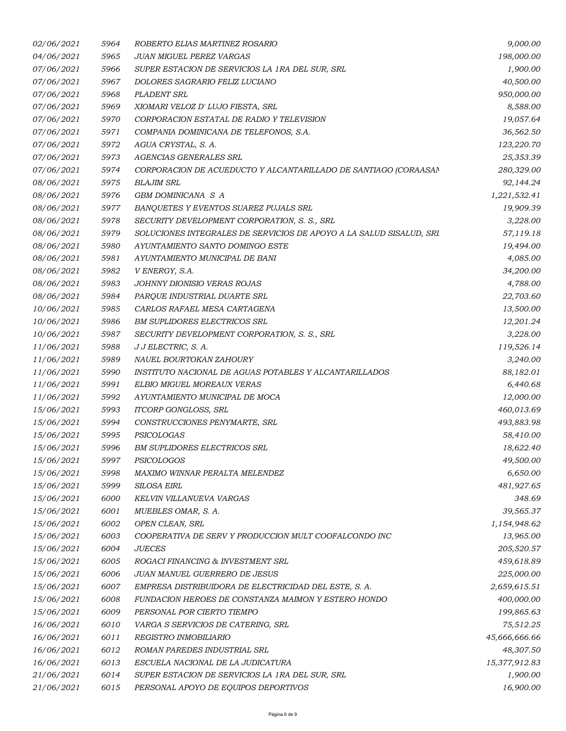| | | | |
|---|---|---|---|
| *02/06/2021* | *5964* | *ROBERTO ELIAS MARTINEZ ROSARIO* | *9,000.00* |
| *04/06/2021* | *5965* | *JUAN MIGUEL PEREZ VARGAS* | *198,000.00* |
| *07/06/2021* | *5966* | *SUPER ESTACION DE SERVICIOS LA 1RA DEL SUR, SRL* | *1,900.00* |
| *07/06/2021* | *5967* | *DOLORES SAGRARIO FELIZ LUCIANO* | *40,500.00* |
| *07/06/2021* | *5968* | *PLADENT SRL* | *950,000.00* |
| *07/06/2021* | *5969* | *XIOMARI VELOZ D' LUJO FIESTA, SRL* | *8,588.00* |
| *07/06/2021* | *5970* | *CORPORACION ESTATAL DE RADIO Y TELEVISION* | *19,057.64* |
| *07/06/2021* | *5971* | *COMPANIA DOMINICANA DE TELEFONOS, S.A.* | *36,562.50* |
| *07/06/2021* | *5972* | *AGUA CRYSTAL, S. A.* | *123,220.70* |
| *07/06/2021* | *5973* | *AGENCIAS GENERALES SRL* | *25,353.39* |
| *07/06/2021* | *5974* | *CORPORACION DE ACUEDUCTO Y ALCANTARILLADO DE SANTIAGO (CORAASAN* | *280,329.00* |
| *08/06/2021* | *5975* | *BLAJIM SRL* | *92,144.24* |
| *08/06/2021* | *5976* | *GBM DOMINICANA S A* | *1,221,532.41* |
| *08/06/2021* | *5977* | *BANQUETES Y EVENTOS SUAREZ PUJALS SRL* | *19,909.39* |
| *08/06/2021* | *5978* | *SECURITY DEVELOPMENT CORPORATION, S. S., SRL* | *3,228.00* |
| *08/06/2021* | *5979* | *SOLUCIONES INTEGRALES DE SERVICIOS DE APOYO A LA SALUD SISALUD, SRL* | *57,119.18* |
| *08/06/2021* | *5980* | *AYUNTAMIENTO SANTO DOMINGO ESTE* | *19,494.00* |
| *08/06/2021* | *5981* | *AYUNTAMIENTO MUNICIPAL DE BANI* | *4,085.00* |
| *08/06/2021* | *5982* | *V ENERGY, S.A.* | *34,200.00* |
| *08/06/2021* | *5983* | *JOHNNY DIONISIO VERAS ROJAS* | *4,788.00* |
| *08/06/2021* | *5984* | *PARQUE INDUSTRIAL DUARTE SRL* | *22,703.60* |
| *10/06/2021* | *5985* | *CARLOS RAFAEL MESA CARTAGENA* | *13,500.00* |
| *10/06/2021* | *5986* | *BM SUPLIDORES ELECTRICOS SRL* | *12,201.24* |
| *10/06/2021* | *5987* | *SECURITY DEVELOPMENT CORPORATION, S. S., SRL* | *3,228.00* |
| *11/06/2021* | *5988* | *J J ELECTRIC, S. A.* | *119,526.14* |
| *11/06/2021* | *5989* | *NAUEL BOURTOKAN ZAHOURY* | *3,240.00* |
| *11/06/2021* | *5990* | *INSTITUTO NACIONAL DE AGUAS POTABLES Y ALCANTARILLADOS* | *88,182.01* |
| *11/06/2021* | *5991* | *ELBIO MIGUEL MOREAUX VERAS* | *6,440.68* |
| *11/06/2021* | *5992* | *AYUNTAMIENTO MUNICIPAL DE MOCA* | *12,000.00* |
| *15/06/2021* | *5993* | *ITCORP GONGLOSS, SRL* | *460,013.69* |
| *15/06/2021* | *5994* | *CONSTRUCCIONES PENYMARTE, SRL* | *493,883.98* |
| *15/06/2021* | *5995* | *PSICOLOGAS* | *58,410.00* |
| *15/06/2021* | *5996* | *BM SUPLIDORES ELECTRICOS SRL* | *18,622.40* |
| *15/06/2021* | *5997* | *PSICOLOGOS* | *49,500.00* |
| *15/06/2021* | *5998* | *MAXIMO WINNAR PERALTA MELENDEZ* | *6,650.00* |
| *15/06/2021* | *5999* | *SILOSA EIRL* | *481,927.65* |
| *15/06/2021* | *6000* | *KELVIN VILLANUEVA VARGAS* | *348.69* |
| *15/06/2021* | *6001* | *MUEBLES OMAR, S. A.* | *39,565.37* |
| *15/06/2021* | *6002* | *OPEN CLEAN, SRL* | *1,154,948.62* |
| *15/06/2021* | *6003* | *COOPERATIVA DE SERV Y PRODUCCION MULT COOFALCONDO INC* | *13,965.00* |
| *15/06/2021* | *6004* | *JUECES* | *205,520.57* |
| *15/06/2021* | *6005* | *ROGACI FINANCING & INVESTMENT SRL* | *459,618.89* |
| *15/06/2021* | *6006* | *JUAN MANUEL GUERRERO DE JESUS* | *225,000.00* |
| *15/06/2021* | *6007* | *EMPRESA DISTRIBUIDORA DE ELECTRICIDAD DEL ESTE, S. A.* | *2,659,615.51* |
| *15/06/2021* | *6008* | *FUNDACION HEROES DE CONSTANZA MAIMON Y ESTERO HONDO* | *400,000.00* |
| *15/06/2021* | *6009* | *PERSONAL POR CIERTO TIEMPO* | *199,865.63* |
| *16/06/2021* | *6010* | *VARGA S SERVICIOS DE CATERING, SRL* | *75,512.25* |
| *16/06/2021* | *6011* | *REGISTRO INMOBILIARIO* | *45,666,666.66* |
| *16/06/2021* | *6012* | *ROMAN PAREDES INDUSTRIAL SRL* | *48,307.50* |
| *16/06/2021* | *6013* | *ESCUELA NACIONAL DE LA JUDICATURA* | *15,377,912.83* |
| *21/06/2021* | *6014* | *SUPER ESTACION DE SERVICIOS LA 1RA DEL SUR, SRL* | *1,900.00* |
| *21/06/2021* | *6015* | *PERSONAL APOYO DE EQUIPOS DEPORTIVOS* | *16,900.00* |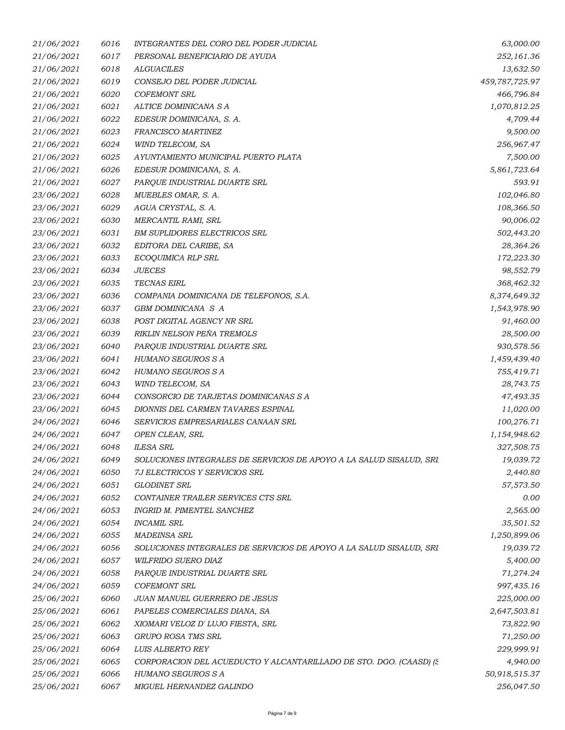| | | | |
|---|---|---|---|
| *21/06/2021* | *6016* | *INTEGRANTES DEL CORO DEL PODER JUDICIAL* | *63,000.00* |
| *21/06/2021* | *6017* | *PERSONAL BENEFICIARIO DE AYUDA* | *252,161.36* |
| *21/06/2021* | *6018* | *ALGUACILES* | *13,632.50* |
| *21/06/2021* | *6019* | *CONSEJO DEL PODER JUDICIAL* | *459,787,725.97* |
| *21/06/2021* | *6020* | *COFEMONT SRL* | *466,796.84* |
| *21/06/2021* | *6021* | *ALTICE DOMINICANA S A* | *1,070,812.25* |
| *21/06/2021* | *6022* | *EDESUR DOMINICANA, S. A.* | *4,709.44* |
| *21/06/2021* | *6023* | *FRANCISCO MARTINEZ* | *9,500.00* |
| *21/06/2021* | *6024* | *WIND TELECOM, SA* | *256,967.47* |
| *21/06/2021* | *6025* | *AYUNTAMIENTO MUNICIPAL PUERTO PLATA* | *7,500.00* |
| *21/06/2021* | *6026* | *EDESUR DOMINICANA, S. A.* | *5,861,723.64* |
| *21/06/2021* | *6027* | *PARQUE INDUSTRIAL DUARTE SRL* | *593.91* |
| *23/06/2021* | *6028* | *MUEBLES OMAR, S. A.* | *102,046.80* |
| *23/06/2021* | *6029* | *AGUA CRYSTAL, S. A.* | *108,366.50* |
| *23/06/2021* | *6030* | *MERCANTIL RAMI, SRL* | *90,006.02* |
| *23/06/2021* | *6031* | *BM SUPLIDORES ELECTRICOS SRL* | *502,443.20* |
| *23/06/2021* | *6032* | *EDITORA DEL CARIBE, SA* | *28,364.26* |
| *23/06/2021* | *6033* | *ECOQUIMICA RLP SRL* | *172,223.30* |
| *23/06/2021* | *6034* | *JUECES* | *98,552.79* |
| *23/06/2021* | *6035* | *TECNAS EIRL* | *368,462.32* |
| *23/06/2021* | *6036* | *COMPANIA DOMINICANA DE TELEFONOS, S.A.* | *8,374,649.32* |
| *23/06/2021* | *6037* | *GBM DOMINICANA S A* | *1,543,978.90* |
| *23/06/2021* | *6038* | *POST DIGITAL AGENCY NR SRL* | *91,460.00* |
| *23/06/2021* | *6039* | *RIKLIN NELSON PEÑA TREMOLS* | *28,500.00* |
| *23/06/2021* | *6040* | *PARQUE INDUSTRIAL DUARTE SRL* | *930,578.56* |
| *23/06/2021* | *6041* | *HUMANO SEGUROS S A* | *1,459,439.40* |
| *23/06/2021* | *6042* | *HUMANO SEGUROS S A* | *755,419.71* |
| *23/06/2021* | *6043* | *WIND TELECOM, SA* | *28,743.75* |
| *23/06/2021* | *6044* | *CONSORCIO DE TARJETAS DOMINICANAS S A* | *47,493.35* |
| *23/06/2021* | *6045* | *DIONNIS DEL CARMEN TAVARES ESPINAL* | *11,020.00* |
| *24/06/2021* | *6046* | *SERVICIOS EMPRESARIALES CANAAN SRL* | *100,276.71* |
| *24/06/2021* | *6047* | *OPEN CLEAN, SRL* | *1,154,948.62* |
| *24/06/2021* | *6048* | *ILESA SRL* | *327,508.75* |
| *24/06/2021* | *6049* | *SOLUCIONES INTEGRALES DE SERVICIOS DE APOYO A LA SALUD SISALUD, SRL* | *19,039.72* |
| *24/06/2021* | *6050* | *7J ELECTRICOS Y SERVICIOS SRL* | *2,440.80* |
| *24/06/2021* | *6051* | *GLODINET SRL* | *57,573.50* |
| *24/06/2021* | *6052* | *CONTAINER TRAILER SERVICES CTS SRL* | *0.00* |
| *24/06/2021* | *6053* | *INGRID M. PIMENTEL SANCHEZ* | *2,565.00* |
| *24/06/2021* | *6054* | *INCAMIL SRL* | *35,501.52* |
| *24/06/2021* | *6055* | *MADEINSA SRL* | *1,250,899.06* |
| *24/06/2021* | *6056* | *SOLUCIONES INTEGRALES DE SERVICIOS DE APOYO A LA SALUD SISALUD, SRL* | *19,039.72* |
| *24/06/2021* | *6057* | *WILFRIDO SUERO DIAZ* | *5,400.00* |
| *24/06/2021* | *6058* | *PARQUE INDUSTRIAL DUARTE SRL* | *71,274.24* |
| *24/06/2021* | *6059* | *COFEMONT SRL* | *997,435.16* |
| *25/06/2021* | *6060* | *JUAN MANUEL GUERRERO DE JESUS* | *225,000.00* |
| *25/06/2021* | *6061* | *PAPELES COMERCIALES DIANA, SA* | *2,647,503.81* |
| *25/06/2021* | *6062* | *XIOMARI VELOZ D' LUJO FIESTA, SRL* | *73,822.90* |
| *25/06/2021* | *6063* | *GRUPO ROSA TMS SRL* | *71,250.00* |
| *25/06/2021* | *6064* | *LUIS ALBERTO REY* | *229,999.91* |
| *25/06/2021* | *6065* | *CORPORACION DEL ACUEDUCTO Y ALCANTARILLADO DE STO. DGO. (CAASD) (S* | *4,940.00* |
| *25/06/2021* | *6066* | *HUMANO SEGUROS S A* | *50,918,515.37* |
| *25/06/2021* | *6067* | *MIGUEL HERNANDEZ GALINDO* | *256,047.50* |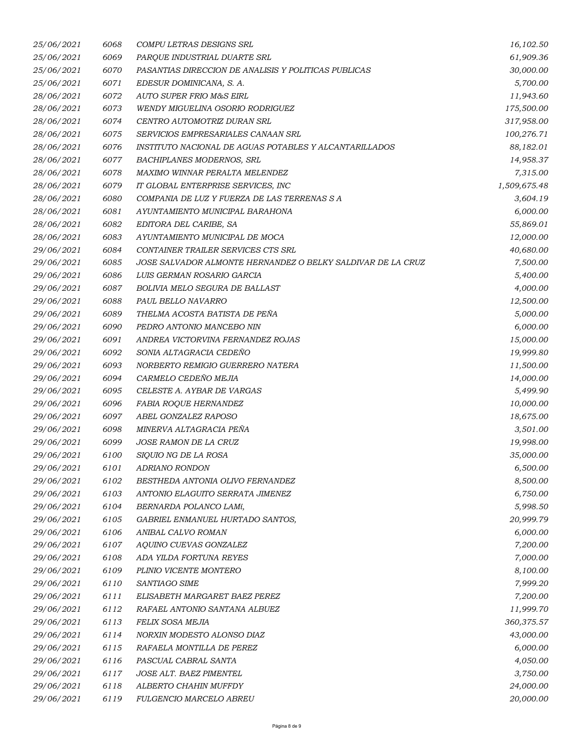| | | | |
|---|---|---|---|
| *25/06/2021* | *6068* | *COMPU LETRAS DESIGNS SRL* | *16,102.50* |
| *25/06/2021* | *6069* | *PARQUE INDUSTRIAL DUARTE SRL* | *61,909.36* |
| *25/06/2021* | *6070* | *PASANTIAS DIRECCION DE ANALISIS Y POLITICAS PUBLICAS* | *30,000.00* |
| *25/06/2021* | *6071* | *EDESUR DOMINICANA, S. A.* | *5,700.00* |
| *28/06/2021* | *6072* | *AUTO SUPER FRIO M&S EIRL* | *11,943.60* |
| *28/06/2021* | *6073* | *WENDY MIGUELINA OSORIO RODRIGUEZ* | *175,500.00* |
| *28/06/2021* | *6074* | *CENTRO AUTOMOTRIZ DURAN SRL* | *317,958.00* |
| *28/06/2021* | *6075* | *SERVICIOS EMPRESARIALES CANAAN SRL* | *100,276.71* |
| *28/06/2021* | *6076* | *INSTITUTO NACIONAL DE AGUAS POTABLES Y ALCANTARILLADOS* | *88,182.01* |
| *28/06/2021* | *6077* | *BACHIPLANES MODERNOS, SRL* | *14,958.37* |
| *28/06/2021* | *6078* | *MAXIMO WINNAR PERALTA MELENDEZ* | *7,315.00* |
| *28/06/2021* | *6079* | *IT GLOBAL ENTERPRISE SERVICES, INC* | *1,509,675.48* |
| *28/06/2021* | *6080* | *COMPANIA DE LUZ Y FUERZA DE LAS TERRENAS S A* | *3,604.19* |
| *28/06/2021* | *6081* | *AYUNTAMIENTO MUNICIPAL BARAHONA* | *6,000.00* |
| *28/06/2021* | *6082* | *EDITORA DEL CARIBE, SA* | *55,869.01* |
| *28/06/2021* | *6083* | *AYUNTAMIENTO MUNICIPAL DE MOCA* | *12,000.00* |
| *29/06/2021* | *6084* | *CONTAINER TRAILER SERVICES CTS SRL* | *40,680.00* |
| *29/06/2021* | *6085* | *JOSE SALVADOR ALMONTE HERNANDEZ O BELKY SALDIVAR DE LA CRUZ* | *7,500.00* |
| *29/06/2021* | *6086* | *LUIS GERMAN ROSARIO GARCIA* | *5,400.00* |
| *29/06/2021* | *6087* | *BOLIVIA MELO SEGURA DE BALLAST* | *4,000.00* |
| *29/06/2021* | *6088* | *PAUL BELLO NAVARRO* | *12,500.00* |
| *29/06/2021* | *6089* | *THELMA ACOSTA BATISTA DE PEÑA* | *5,000.00* |
| *29/06/2021* | *6090* | *PEDRO ANTONIO MANCEBO NIN* | *6,000.00* |
| *29/06/2021* | *6091* | *ANDREA VICTORVINA FERNANDEZ ROJAS* | *15,000.00* |
| *29/06/2021* | *6092* | *SONIA ALTAGRACIA CEDEÑO* | *19,999.80* |
| *29/06/2021* | *6093* | *NORBERTO REMIGIO GUERRERO NATERA* | *11,500.00* |
| *29/06/2021* | *6094* | *CARMELO CEDEÑO MEJIA* | *14,000.00* |
| *29/06/2021* | *6095* | *CELESTE A. AYBAR DE VARGAS* | *5,499.90* |
| *29/06/2021* | *6096* | *FABIA ROQUE HERNANDEZ* | *10,000.00* |
| *29/06/2021* | *6097* | *ABEL GONZALEZ RAPOSO* | *18,675.00* |
| *29/06/2021* | *6098* | *MINERVA ALTAGRACIA PEÑA* | *3,501.00* |
| *29/06/2021* | *6099* | *JOSE RAMON DE LA CRUZ* | *19,998.00* |
| *29/06/2021* | *6100* | *SIQUIO NG DE LA ROSA* | *35,000.00* |
| *29/06/2021* | *6101* | *ADRIANO RONDON* | *6,500.00* |
| *29/06/2021* | *6102* | *BESTHEDA ANTONIA OLIVO FERNANDEZ* | *8,500.00* |
| *29/06/2021* | *6103* | *ANTONIO ELAGUITO SERRATA JIMENEZ* | *6,750.00* |
| *29/06/2021* | *6104* | *BERNARDA POLANCO LAMí,* | *5,998.50* |
| *29/06/2021* | *6105* | *GABRIEL ENMANUEL HURTADO SANTOS,* | *20,999.79* |
| *29/06/2021* | *6106* | *ANIBAL CALVO ROMAN* | *6,000.00* |
| *29/06/2021* | *6107* | *AQUINO CUEVAS GONZALEZ* | *7,200.00* |
| *29/06/2021* | *6108* | *ADA YILDA FORTUNA REYES* | *7,000.00* |
| *29/06/2021* | *6109* | *PLINIO VICENTE MONTERO* | *8,100.00* |
| *29/06/2021* | *6110* | *SANTIAGO SIME* | *7,999.20* |
| *29/06/2021* | *6111* | *ELISABETH MARGARET BAEZ PEREZ* | *7,200.00* |
| *29/06/2021* | *6112* | *RAFAEL ANTONIO SANTANA ALBUEZ* | *11,999.70* |
| *29/06/2021* | *6113* | *FELIX SOSA MEJIA* | *360,375.57* |
| *29/06/2021* | *6114* | *NORXIN MODESTO ALONSO DIAZ* | *43,000.00* |
| *29/06/2021* | *6115* | *RAFAELA MONTILLA DE PEREZ* | *6,000.00* |
| *29/06/2021* | *6116* | *PASCUAL CABRAL SANTA* | *4,050.00* |
| *29/06/2021* | *6117* | *JOSE ALT. BAEZ PIMENTEL* | *3,750.00* |
| *29/06/2021* | *6118* | *ALBERTO CHAHIN MUFFDY* | *24,000.00* |
| *29/06/2021* | *6119* | *FULGENCIO MARCELO ABREU* | *20,000.00* |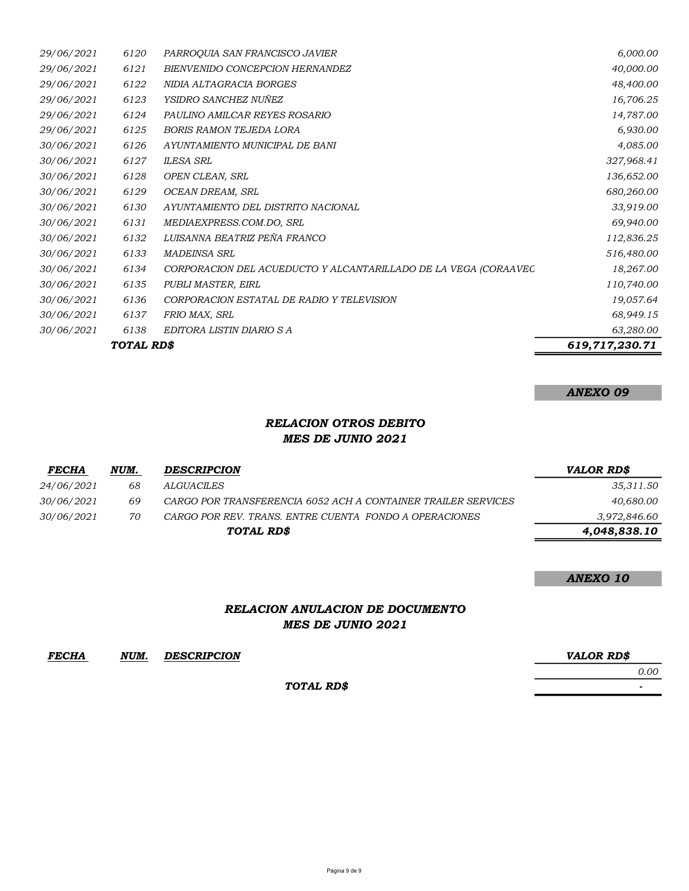| | | | |
|---|---|---|---|
| *29/06/2021* | *6120* | *PARROQUIA SAN FRANCISCO JAVIER* | *6,000.00* |
| *29/06/2021* | *6121* | *BIENVENIDO CONCEPCION HERNANDEZ* | *40,000.00* |
| *29/06/2021* | *6122* | *NIDIA ALTAGRACIA BORGES* | *48,400.00* |
| *29/06/2021* | *6123* | *YSIDRO SANCHEZ NUÑEZ* | *16,706.25* |
| *29/06/2021* | *6124* | *PAULINO AMILCAR REYES ROSARIO* | *14,787.00* |
| *29/06/2021* | *6125* | *BORIS RAMON TEJEDA LORA* | *6,930.00* |
| *30/06/2021* | *6126* | *AYUNTAMIENTO MUNICIPAL DE BANI* | *4,085.00* |
| *30/06/2021* | *6127* | *ILESA SRL* | *327,968.41* |
| *30/06/2021* | *6128* | *OPEN CLEAN, SRL* | *136,652.00* |
| *30/06/2021* | *6129* | *OCEAN DREAM, SRL* | *680,260.00* |
| *30/06/2021* | *6130* | *AYUNTAMIENTO DEL DISTRITO NACIONAL* | *33,919.00* |
| *30/06/2021* | *6131* | *MEDIAEXPRESS.COM.DO, SRL* | *69,940.00* |
| *30/06/2021* | *6132* | *LUISANNA BEATRIZ PEÑA FRANCO* | *112,836.25* |
| *30/06/2021* | *6133* | *MADEINSA SRL* | *516,480.00* |
| *30/06/2021* | *6134* | *CORPORACION DEL ACUEDUCTO Y ALCANTARILLADO DE LA VEGA (CORAAVEG* | *18,267.00* |
| *30/06/2021* | *6135* | *PUBLI MASTER, EIRL* | *110,740.00* |
| *30/06/2021* | *6136* | *CORPORACION ESTATAL DE RADIO Y TELEVISION* | *19,057.64* |
| *30/06/2021* | *6137* | *FRIO MAX, SRL* | *68,949.15* |
| *30/06/2021* | *6138* | *EDITORA LISTIN DIARIO S A* | *63,280.00* |
| | ***TOTAL RD$*** | | ***619,717,230.71*** |

***ANEXO 09***

## *RELACION OTROS DEBITO*
## *MES DE JUNIO 2021*

| ***FECHA*** | ***NUM.*** | ***DESCRIPCION*** | ***VALOR RD$*** |
|---|---|---|---|
| *24/06/2021* | *68* | *ALGUACILES* | *35,311.50* |
| *30/06/2021* | *69* | *CARGO POR TRANSFERENCIA 6052 ACH A CONTAINER TRAILER SERVICES* | *40,680.00* |
| *30/06/2021* | *70* | *CARGO POR REV. TRANS. ENTRE CUENTA FONDO A OPERACIONES* | *3,972,846.60* |
| | | ***TOTAL RD$*** | ***4,048,838.10*** |

***ANEXO 10***

## *RELACION ANULACION DE DOCUMENTO*
## *MES DE JUNIO 2021*

| ***FECHA*** | ***NUM.*** | ***DESCRIPCION*** | ***VALOR RD$*** |
|---|---|---|---|
| | | | *0.00* |
| | | ***TOTAL RD$*** | *-* |